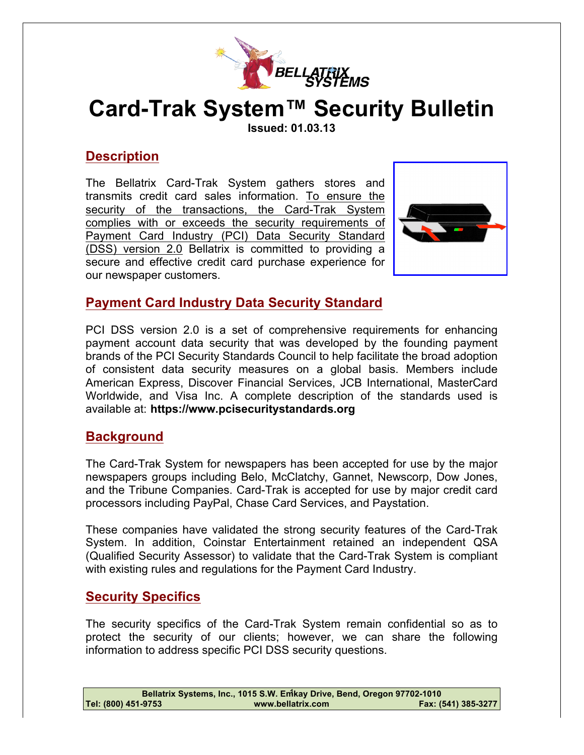# Card-Trak System™ Security Bulletin

**Issued: 01.03.13**

## Description

The Bellatrix Card-Trak System gathers stores and transmits credit card sales information. To ensure the security of the transactions, the Card-Trak System complies with or exceeds the security requirements of Payment Card Industry (PCI) Data Security Standard (DSS) version 2.0 Bellatrix is committed to providing a secure and effective credit card purchase experience for our newspaper customers.

## Payment Card Industry Data Security Standard

PCI DSS version 2.0 is a set of comprehensive requirements for enhancing payment account data security that was developed by the founding payment brands of the PCI Security Standards Council to help facilitate the broad adoption of consistent data security measures on a global basis. Members include American Express, Discover Financial Services, JCB International, MasterCard Worldwide, and Visa Inc. A complete description of the standards used is available at: **https://www.pcisecuritystandards.org**

## Background

The Card-Trak System for newspapers has been accepted for use by the major newspapers groups including Belo, McClatchy, Gannet, Newscorp, Dow Jones, and the Tribune Companies. Card-Trak is accepted for use by major credit card processors including PayPal, Chase Card Services, and Paystation.

These companies have validated the strong security features of the Card-Trak System. In addition, Coinstar Entertainment retained an independent QSA (Qualified Security Assessor) to validate that the Card-Trak System is compliant with existing rules and regulations for the Payment Card Industry.

## Security Specifics

The security specifics of the Card-Trak System remain confidential so as to protect the security of our clients; however, we can share the following information to address specific PCI DSS security questions.

Bellatrix Systems, Inc., 1015 S.W. Emkay Drive, Bend, Oregon 97702-1010
Tel: (800) 451-9753 www.bellatrix.com Fax: (541) 385-3277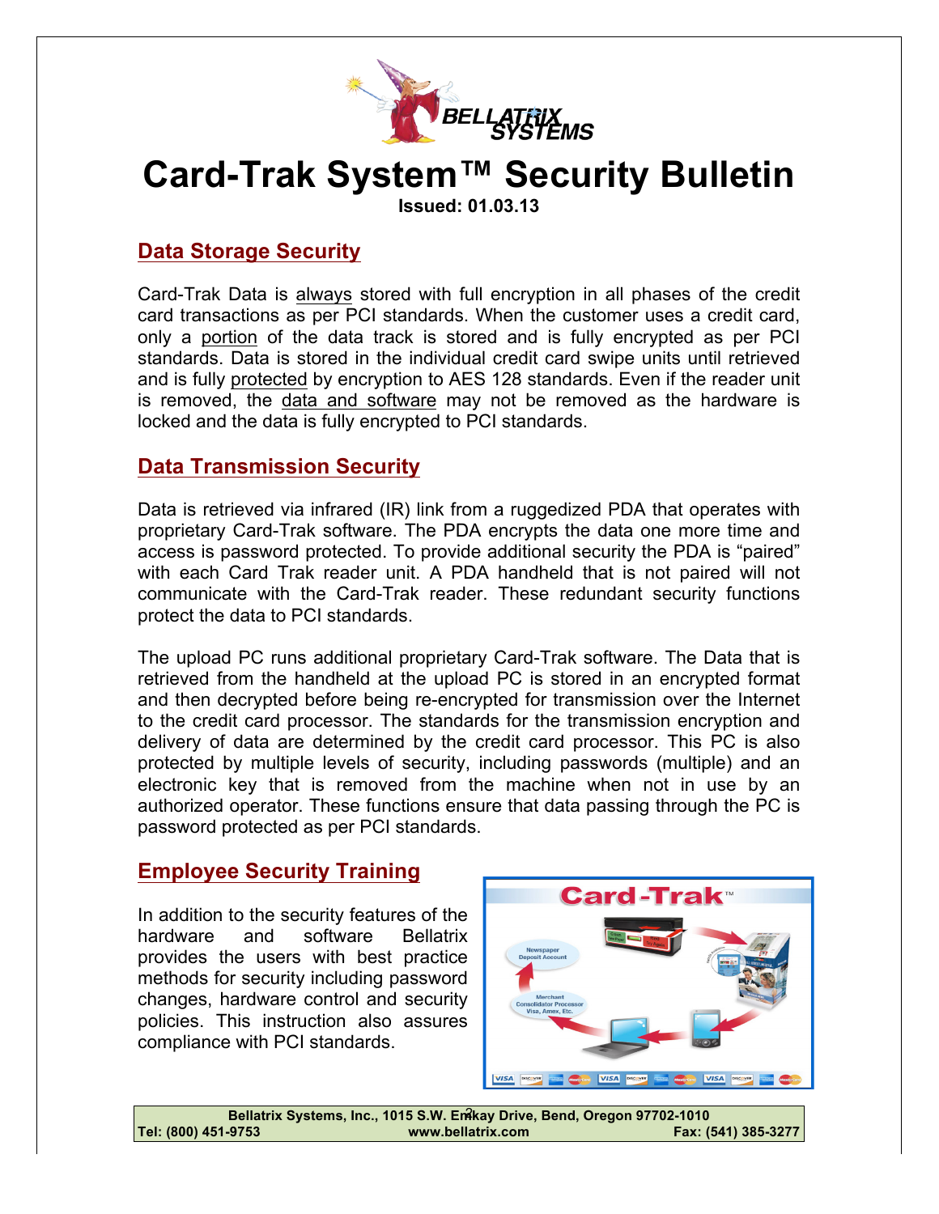# Card-Trak System™ Security Bulletin

**Issued: 01.03.13**

## Data Storage Security

Card-Trak Data is always stored with full encryption in all phases of the credit card transactions as per PCI standards. When the customer uses a credit card, only a portion of the data track is stored and is fully encrypted as per PCI standards. Data is stored in the individual credit card swipe units until retrieved and is fully protected by encryption to AES 128 standards. Even if the reader unit is removed, the data and software may not be removed as the hardware is locked and the data is fully encrypted to PCI standards.

## Data Transmission Security

Data is retrieved via infrared (IR) link from a ruggedized PDA that operates with proprietary Card-Trak software. The PDA encrypts the data one more time and access is password protected. To provide additional security the PDA is "paired" with each Card Trak reader unit. A PDA handheld that is not paired will not communicate with the Card-Trak reader. These redundant security functions protect the data to PCI standards.

The upload PC runs additional proprietary Card-Trak software. The Data that is retrieved from the handheld at the upload PC is stored in an encrypted format and then decrypted before being re-encrypted for transmission over the Internet to the credit card processor. The standards for the transmission encryption and delivery of data are determined by the credit card processor. This PC is also protected by multiple levels of security, including passwords (multiple) and an electronic key that is removed from the machine when not in use by an authorized operator. These functions ensure that data passing through the PC is password protected as per PCI standards.

## Employee Security Training

In addition to the security features of the hardware and software Bellatrix provides the users with best practice methods for security including password changes, hardware control and security policies. This instruction also assures compliance with PCI standards.

Bellatrix Systems, Inc., 1015 S.W. Emkay Drive, Bend, Oregon 97702-1010
Tel: (800) 451-9753 www.bellatrix.com Fax: (541) 385-3277